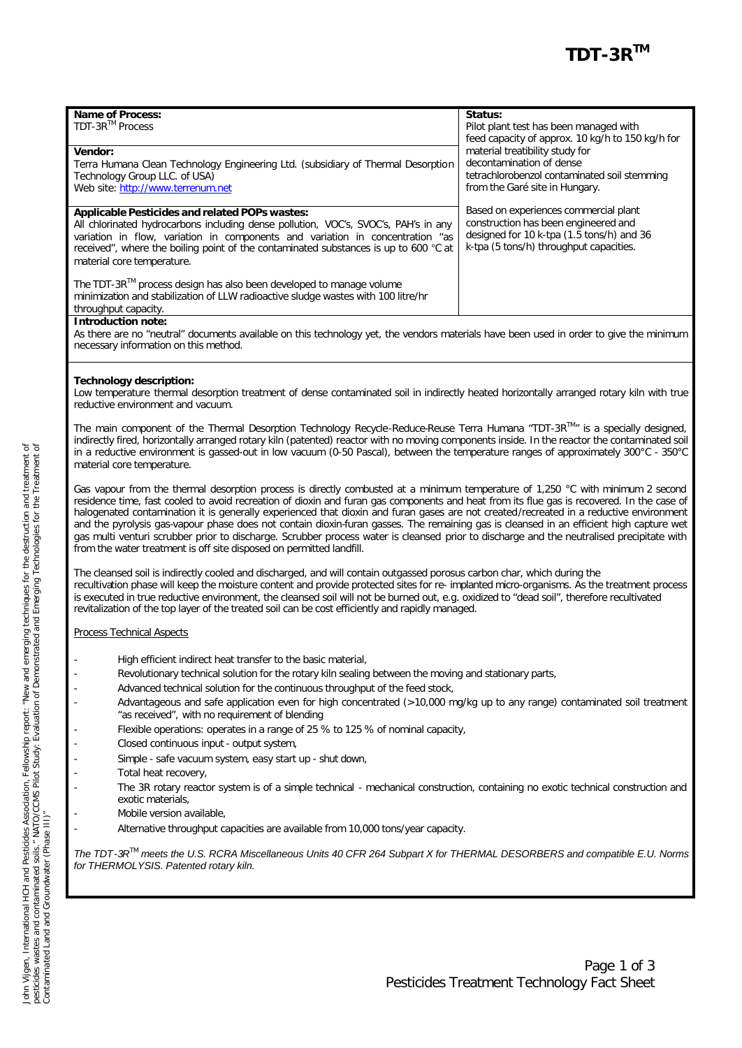# TDT-3R™

| **Name of Process:**<br>TDT-3R™ Process<br><br>**Vendor:**<br>Terra Humana Clean Technology Engineering Ltd. (subsidiary of Thermal Desorption Technology Group LLC. of USA)<br>Web site: http://www.terrenum.net | **Status:**<br>Pilot plant test has been managed with feed capacity of approx. 10 kg/h to 150 kg/h for material treatibility study for decontamination of dense tetrachlorobenzol contaminated soil stemming from the Garé site in Hungary.<br><br>Based on experiences commercial plant construction has been engineered and designed for 10 k-tpa (1.5 tons/h) and 36 k-tpa (5 tons/h) throughput capacities. |
|---|---|
| **Applicable Pesticides and related POPs wastes:**<br>All chlorinated hydrocarbons including dense pollution, VOC's, SVOC's, PAH's in any variation in flow, variation in components and variation in concentration "as received", where the boiling point of the contaminated substances is up to 600 °C at material core temperature.<br><br>The TDT-3R™ process design has also been developed to manage volume minimization and stabilization of LLW radioactive sludge wastes with 100 litre/hr throughput capacity. | |

**Introduction note:**
As there are no "neutral" documents available on this technology yet, the vendors materials have been used in order to give the minimum necessary information on this method.

**Technology description:**
Low temperature thermal desorption treatment of dense contaminated soil in indirectly heated horizontally arranged rotary kiln with true reductive environment and vacuum.

The main component of the Thermal Desorption Technology Recycle-Reduce-Reuse Terra Humana "TDT-3R™" is a specially designed, indirectly fired, horizontally arranged rotary kiln (patented) reactor with no moving components inside. In the reactor the contaminated soil in a reductive environment is gassed-out in low vacuum (0-50 Pascal), between the temperature ranges of approximately 300°C - 350°C material core temperature.

Gas vapour from the thermal desorption process is directly combusted at a minimum temperature of 1,250 °C with minimum 2 second residence time, fast cooled to avoid recreation of dioxin and furan gas components and heat from its flue gas is recovered. In the case of halogenated contamination it is generally experienced that dioxin and furan gases are not created/recreated in a reductive environment and the pyrolysis gas-vapour phase does not contain dioxin-furan gasses. The remaining gas is cleansed in an efficient high capture wet gas multi venturi scrubber prior to discharge. Scrubber process water is cleansed prior to discharge and the neutralised precipitate with from the water treatment is off site disposed on permitted landfill.

The cleansed soil is indirectly cooled and discharged, and will contain outgassed porosus carbon char, which during the recultivation phase will keep the moisture content and provide protected sites for re- implanted micro-organisms. As the treatment process is executed in true reductive environment, the cleansed soil will not be burned out, e.g. oxidized to "dead soil", therefore recultivated revitalization of the top layer of the treated soil can be cost efficiently and rapidly managed.

Process Technical Aspects

- High efficient indirect heat transfer to the basic material,
- Revolutionary technical solution for the rotary kiln sealing between the moving and stationary parts,
- Advanced technical solution for the continuous throughput of the feed stock,
- Advantageous and safe application even for high concentrated (>10,000 mg/kg up to any range) contaminated soil treatment "as received", with no requirement of blending
- Flexible operations: operates in a range of 25 % to 125 % of nominal capacity,
- Closed continuous input - output system,
- Simple - safe vacuum system, easy start up - shut down,
- Total heat recovery,
- The 3R rotary reactor system is of a simple technical - mechanical construction, containing no exotic technical construction and exotic materials,
- Mobile version available,
- Alternative throughput capacities are available from 10,000 tons/year capacity.

*The TDT-3R™ meets the U.S. RCRA Miscellaneous Units 40 CFR 264 Subpart X for THERMAL DESORBERS and compatible E.U. Norms for THERMOLYSIS. Patented rotary kiln.*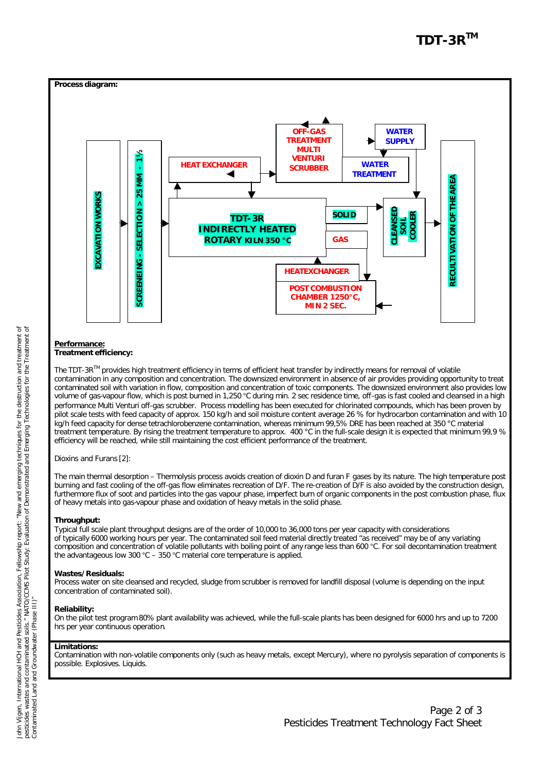**Process diagram:**

EXCAVATION WORKS

SCREENEING - SELECTION > 25 MM - 1½

HEAT EXCHANGER

OFF-GAS TREATMENT MULTI VENTURI SCRUBBER

WATER SUPPLY

WATER TREATMENT

TDT-3R INDIRECTLY HEATED ROTARY KILN 350 °C

SOLID

GAS

CLEANSED SOIL COOLER

HEATEXCHANGER

POST COMBUSTION CHAMBER 1250°C, MIN 2 SEC.

RECULTIVATION OF THE AREA

**Performance:**

**Treatment efficiency:**

The TDT-3R™ provides high treatment efficiency in terms of efficient heat transfer by indirectly means for removal of volatile contamination in any composition and concentration. The downsized environment in absence of air provides providing opportunity to treat contaminated soil with variation in flow, composition and concentration of toxic components. The downsized environment also provides low volume of gas-vapour flow, which is post burned in 1,250 °C during min. 2 sec residence time, off-gas is fast cooled and cleansed in a high performance Multi Venturi off-gas scrubber. Process modelling has been executed for chlorinated compounds, which has been proven by pilot scale tests with feed capacity of approx. 150 kg/h and soil moisture content average 26 % for hydrocarbon contamination and with 10 kg/h feed capacity for dense tetrachlorobenzene contamination, whereas minimum 99,5% DRE has been reached at 350 °C material treatment temperature. By rising the treatment temperature to approx. 400 °C in the full-scale design it is expected that minimum 99,9 % efficiency will be reached, while still maintaining the cost efficient performance of the treatment.

Dioxins and Furans [2]:

The main thermal desorption – Thermolysis process avoids creation of dioxin D and furan F gases by its nature. The high temperature post burning and fast cooling of the off-gas flow eliminates recreation of D/F. The re-creation of D/F is also avoided by the construction design, furthermore flux of soot and particles into the gas vapour phase, imperfect burn of organic components in the post combustion phase, flux of heavy metals into gas-vapour phase and oxidation of heavy metals in the solid phase.

**Throughput:**

Typical full scale plant throughput designs are of the order of 10,000 to 36,000 tons per year capacity with considerations of typically 6000 working hours per year. The contaminated soil feed material directly treated "as received" may be of any variating composition and concentration of volatile pollutants with boiling point of any range less than 600 °C. For soil decontamination treatment the advantageous low 300 °C – 350 °C material core temperature is applied.

**Wastes/Residuals:**

Process water on site cleansed and recycled, sludge from scrubber is removed for landfill disposal (volume is depending on the input concentration of contaminated soil).

**Reliability:**

On the pilot test program 80% plant availability was achieved, while the full-scale plants has been designed for 6000 hrs and up to 7200 hrs per year continuous operation.

**Limitations:**

Contamination with non-volatile components only (such as heavy metals, except Mercury), where no pyrolysis separation of components is possible. Explosives. Liquids.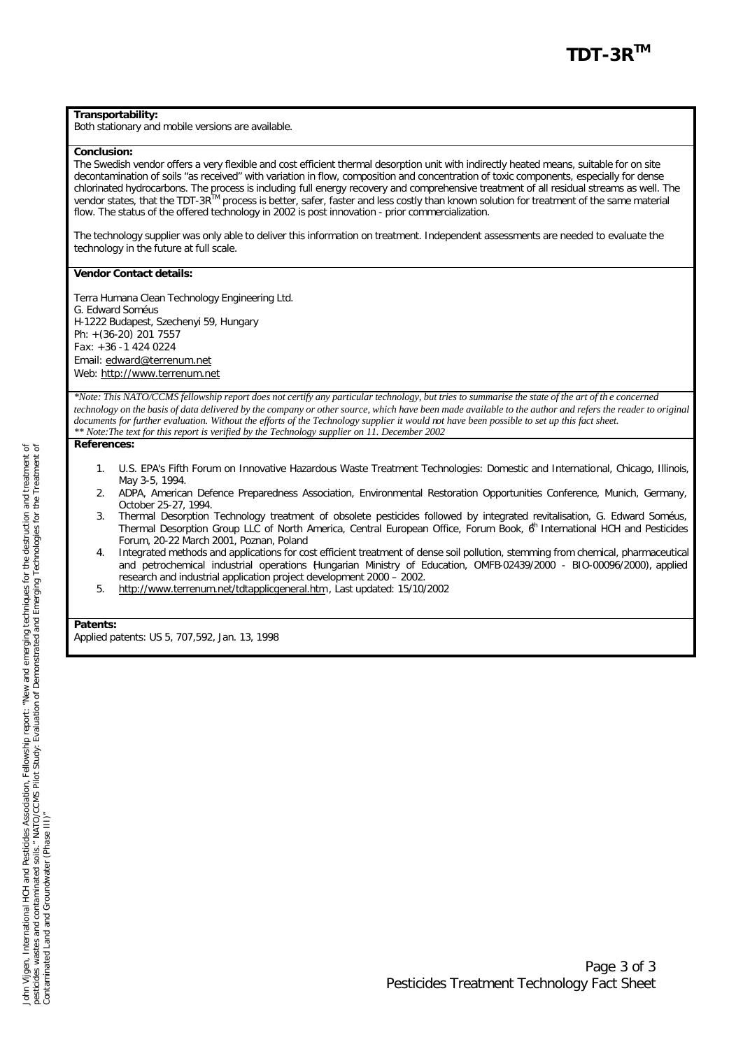**Transportability:**
Both stationary and mobile versions are available.

**Conclusion:**
The Swedish vendor offers a very flexible and cost efficient thermal desorption unit with indirectly heated means, suitable for on site decontamination of soils "as received" with variation in flow, composition and concentration of toxic components, especially for dense chlorinated hydrocarbons. The process is including full energy recovery and comprehensive treatment of all residual streams as well. The vendor states, that the TDT-3R™ process is better, safer, faster and less costly than known solution for treatment of the same material flow. The status of the offered technology in 2002 is post innovation - prior commercialization.

The technology supplier was only able to deliver this information on treatment. Independent assessments are needed to evaluate the technology in the future at full scale.

**Vendor Contact details:**

Terra Humana Clean Technology Engineering Ltd.
G. Edward Soméus
H-1222 Budapest, Szechenyi 59, Hungary
Ph: +(36-20) 201 7557
Fax: +36 -1 424 0224
Email: edward@terrenum.net
Web: http://www.terrenum.net

*\*Note: This NATO/CCMS fellowship report does not certify any particular technology, but tries to summarise the state of the art of the concerned technology on the basis of data delivered by the company or other source, which have been made available to the author and refers the reader to original documents for further evaluation. Without the efforts of the Technology supplier it would not have been possible to set up this fact sheet.*
*\*\* Note: The text for this report is verified by the Technology supplier on 11. December 2002*

**References:**

1. U.S. EPA's Fifth Forum on Innovative Hazardous Waste Treatment Technologies: Domestic and International, Chicago, Illinois, May 3-5, 1994.
2. ADPA, American Defence Preparedness Association, Environmental Restoration Opportunities Conference, Munich, Germany, October 25-27, 1994.
3. Thermal Desorption Technology treatment of obsolete pesticides followed by integrated revitalisation, G. Edward Soméus, Thermal Desorption Group LLC of North America, Central European Office, Forum Book, 6th International HCH and Pesticides Forum, 20-22 March 2001, Poznan, Poland
4. Integrated methods and applications for cost efficient treatment of dense soil pollution, stemming from chemical, pharmaceutical and petrochemical industrial operations (Hungarian Ministry of Education, OMFB-02439/2000 - BIO-00096/2000), applied research and industrial application project development 2000 – 2002.
5. http://www.terrenum.net/tdtapplicgeneral.htm, Last updated: 15/10/2002

**Patents:**
Applied patents: US 5, 707,592, Jan. 13, 1998